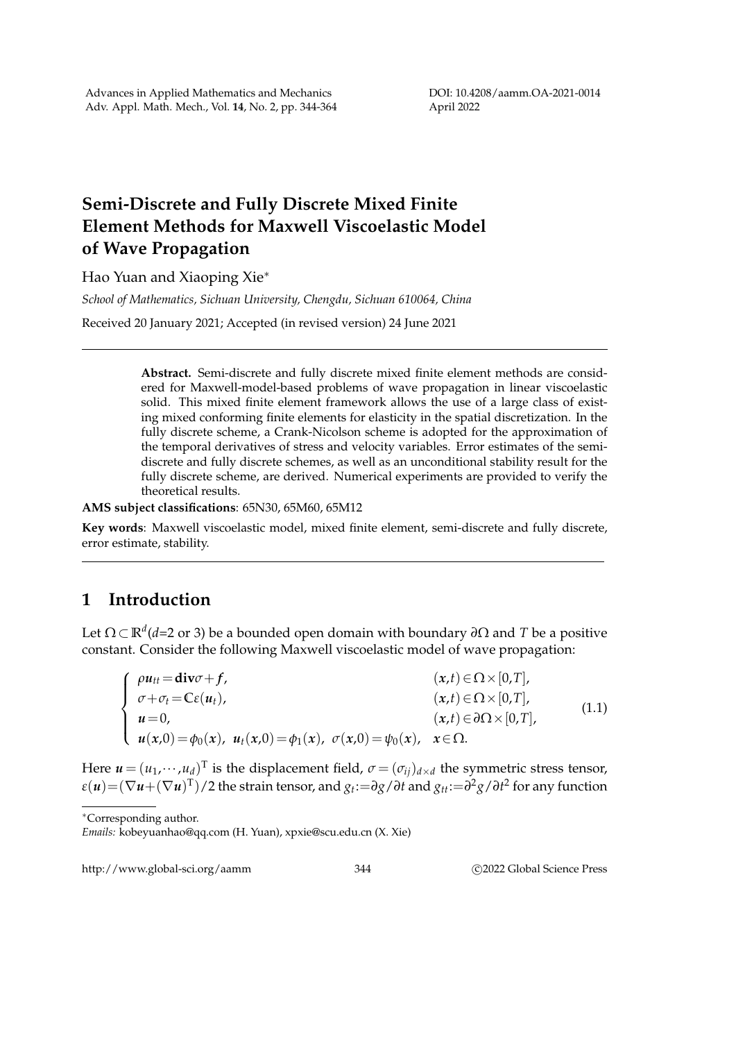# Semi-Discrete and Fully Discrete Mixed Finite Element Methods for Maxwell Viscoelastic Model of Wave Propagation

Hao Yuan and Xiaoping Xie*

*School of Mathematics, Sichuan University, Chengdu, Sichuan 610064, China*

Received 20 January 2021; Accepted (in revised version) 24 June 2021

> **Abstract.** Semi-discrete and fully discrete mixed finite element methods are considered for Maxwell-model-based problems of wave propagation in linear viscoelastic solid. This mixed finite element framework allows the use of a large class of existing mixed conforming finite elements for elasticity in the spatial discretization. In the fully discrete scheme, a Crank-Nicolson scheme is adopted for the approximation of the temporal derivatives of stress and velocity variables. Error estimates of the semi-discrete and fully discrete schemes, as well as an unconditional stability result for the fully discrete scheme, are derived. Numerical experiments are provided to verify the theoretical results.

**AMS subject classifications**: 65N30, 65M60, 65M12

**Key words**: Maxwell viscoelastic model, mixed finite element, semi-discrete and fully discrete, error estimate, stability.

## 1 Introduction

Let $\Omega\subset\mathbb{R}^d$($d$=2 or 3) be a bounded open domain with boundary $\partial\Omega$ and $T$ be a positive constant. Consider the following Maxwell viscoelastic model of wave propagation:

$$
\begin{cases}
\rho \boldsymbol{u}_{tt}=\mathbf{div}\sigma+\boldsymbol{f}, & (\boldsymbol{x},t)\in\Omega\times[0,T],\\
\sigma+\sigma_t=\mathbb{C}\varepsilon(\boldsymbol{u}_t), & (\boldsymbol{x},t)\in\Omega\times[0,T],\\
\boldsymbol{u}=0, & (\boldsymbol{x},t)\in\partial\Omega\times[0,T],\\
\boldsymbol{u}(\boldsymbol{x},0)=\phi_0(\boldsymbol{x}),\ \ \boldsymbol{u}_t(\boldsymbol{x},0)=\phi_1(\boldsymbol{x}),\ \ \sigma(\boldsymbol{x},0)=\psi_0(\boldsymbol{x}), & \boldsymbol{x}\in\Omega.
\end{cases}
\tag{1.1}
$$

Here $\boldsymbol{u}=(u_1,\cdots,u_d)^{\rm T}$ is the displacement field, $\sigma=(\sigma_{ij})_{d\times d}$ the symmetric stress tensor, $\varepsilon(\boldsymbol{u})=(\nabla\boldsymbol{u}+(\nabla\boldsymbol{u})^{\rm T})/2$ the strain tensor, and $g_t:=\partial g/\partial t$ and $g_{tt}:=\partial^2 g/\partial t^2$ for any function

---

*Corresponding author.

*Emails:* kobeyuanhao@qq.com (H. Yuan), xpxie@scu.edu.cn (X. Xie)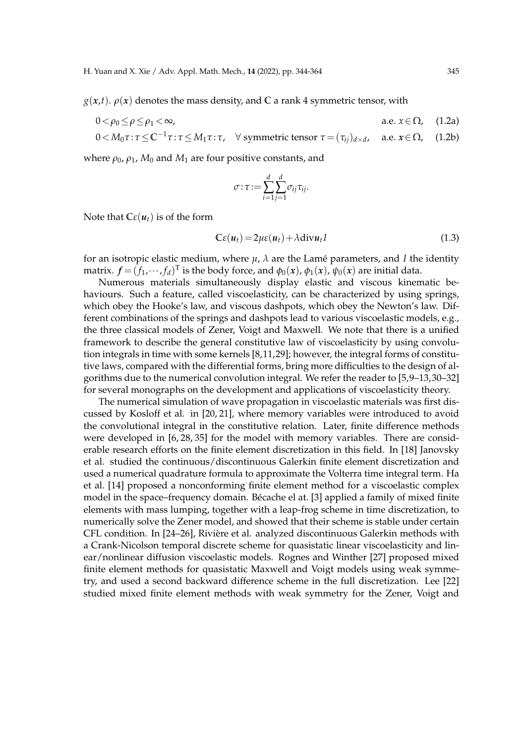$g(\boldsymbol{x},t)$. $\rho(\boldsymbol{x})$ denotes the mass density, and $\mathbb{C}$ a rank 4 symmetric tensor, with

$$0<\rho_0\leq\rho\leq\rho_1<\infty, \qquad \text{a.e. } x\in\Omega, \tag{1.2a}$$

$$0<M_0\tau:\tau\leq\mathbb{C}^{-1}\tau:\tau\leq M_1\tau:\tau, \quad \forall \text{ symmetric tensor } \tau=(\tau_{ij})_{d\times d}, \quad \text{a.e. } \boldsymbol{x}\in\Omega, \tag{1.2b}$$

where $\rho_0$, $\rho_1$, $M_0$ and $M_1$ are four positive constants, and

$$\sigma:\tau:=\sum_{i=1}^{d}\sum_{j=1}^{d}\sigma_{ij}\tau_{ij}.$$

Note that $\mathbb{C}\varepsilon(\boldsymbol{u}_t)$ is of the form

$$\mathbb{C}\varepsilon(\boldsymbol{u}_t)=2\mu\varepsilon(\boldsymbol{u}_t)+\lambda\text{div}\boldsymbol{u}_t I \tag{1.3}$$

for an isotropic elastic medium, where $\mu$, $\lambda$ are the Lamé parameters, and $I$ the identity matrix. $\boldsymbol{f}=(f_1,\cdots,f_d)^{\mathrm{T}}$ is the body force, and $\phi_0(\boldsymbol{x})$, $\phi_1(\boldsymbol{x})$, $\psi_0(\boldsymbol{x})$ are initial data.

Numerous materials simultaneously display elastic and viscous kinematic behaviours. Such a feature, called viscoelasticity, can be characterized by using springs, which obey the Hooke's law, and viscous dashpots, which obey the Newton's law. Different combinations of the springs and dashpots lead to various viscoelastic models, e.g., the three classical models of Zener, Voigt and Maxwell. We note that there is a unified framework to describe the general constitutive law of viscoelasticity by using convolution integrals in time with some kernels [8,11,29]; however, the integral forms of constitutive laws, compared with the differential forms, bring more difficulties to the design of algorithms due to the numerical convolution integral. We refer the reader to [5,9–13,30–32] for several monographs on the development and applications of viscoelasticity theory.

The numerical simulation of wave propagation in viscoelastic materials was first discussed by Kosloff et al. in [20, 21], where memory variables were introduced to avoid the convolutional integral in the constitutive relation. Later, finite difference methods were developed in [6, 28, 35] for the model with memory variables. There are considerable research efforts on the finite element discretization in this field. In [18] Janovsky et al. studied the continuous/discontinuous Galerkin finite element discretization and used a numerical quadrature formula to approximate the Volterra time integral term. Ha et al. [14] proposed a nonconforming finite element method for a viscoelastic complex model in the space–frequency domain. Bécache el at. [3] applied a family of mixed finite elements with mass lumping, together with a leap-frog scheme in time discretization, to numerically solve the Zener model, and showed that their scheme is stable under certain CFL condition. In [24–26], Rivière et al. analyzed discontinuous Galerkin methods with a Crank-Nicolson temporal discrete scheme for quasistatic linear viscoelasticity and linear/nonlinear diffusion viscoelastic models. Rognes and Winther [27] proposed mixed finite element methods for quasistatic Maxwell and Voigt models using weak symmetry, and used a second backward difference scheme in the full discretization. Lee [22] studied mixed finite element methods with weak symmetry for the Zener, Voigt and